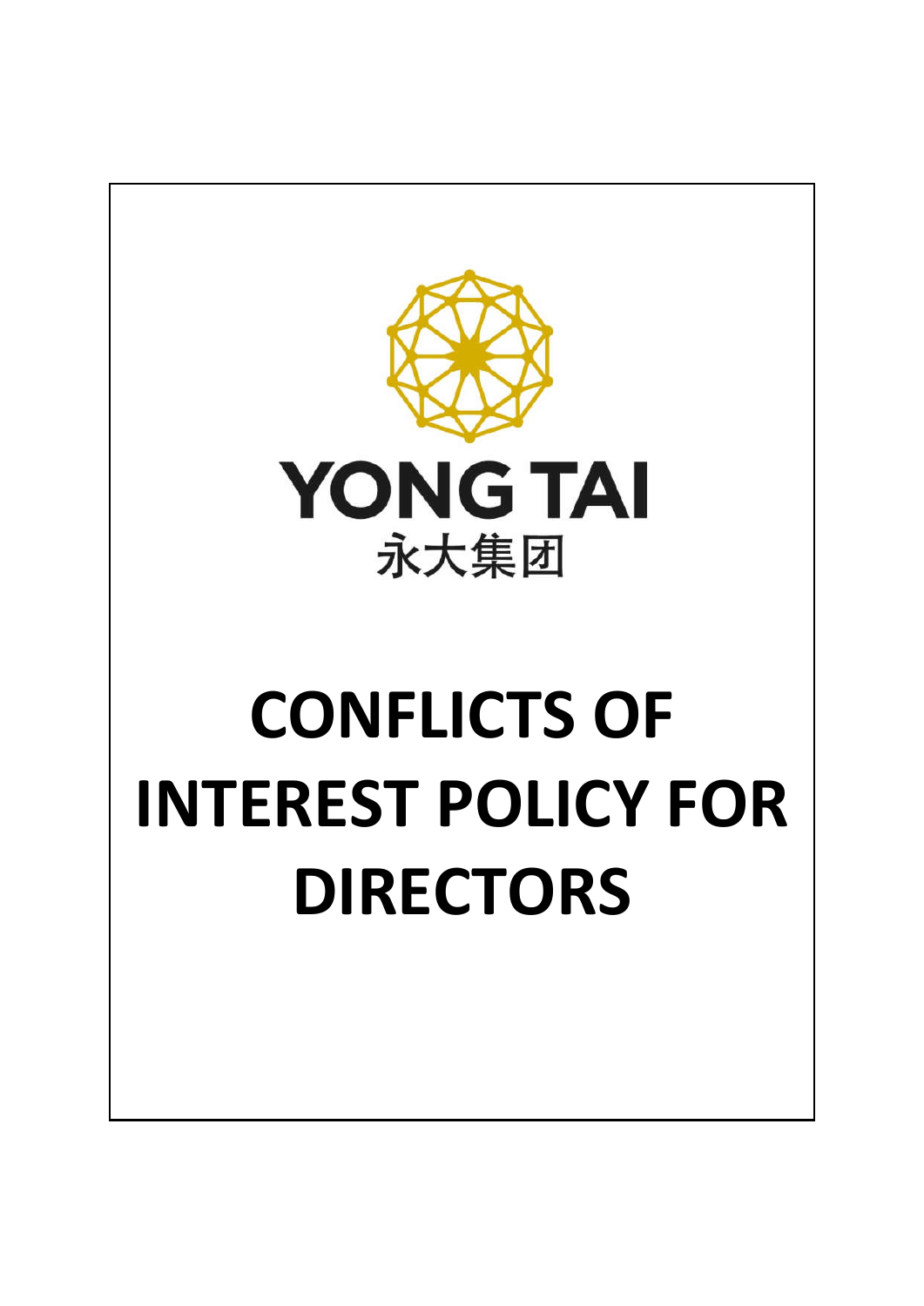YONG TAI

永大集团

# CONFLICTS OF INTEREST POLICY FOR DIRECTORS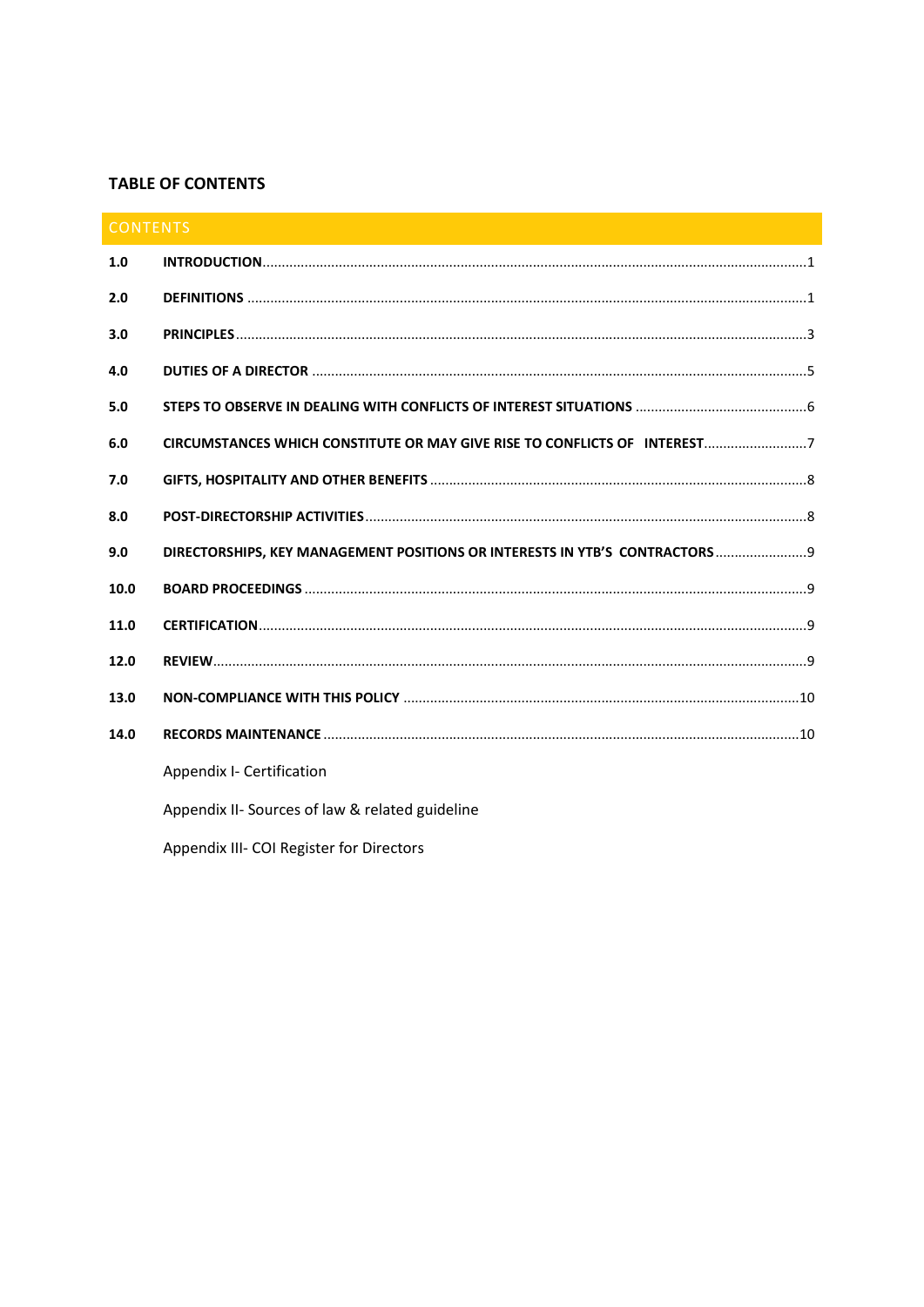**TABLE OF CONTENTS**

| CONTENTS | | |
|---|---|---|
| **1.0** | **INTRODUCTION** | 1 |
| **2.0** | **DEFINITIONS** | 1 |
| **3.0** | **PRINCIPLES** | 3 |
| **4.0** | **DUTIES OF A DIRECTOR** | 5 |
| **5.0** | **STEPS TO OBSERVE IN DEALING WITH CONFLICTS OF INTEREST SITUATIONS** | 6 |
| **6.0** | **CIRCUMSTANCES WHICH CONSTITUTE OR MAY GIVE RISE TO CONFLICTS OF INTEREST** | 7 |
| **7.0** | **GIFTS, HOSPITALITY AND OTHER BENEFITS** | 8 |
| **8.0** | **POST-DIRECTORSHIP ACTIVITIES** | 8 |
| **9.0** | **DIRECTORSHIPS, KEY MANAGEMENT POSITIONS OR INTERESTS IN YTB'S CONTRACTORS** | 9 |
| **10.0** | **BOARD PROCEEDINGS** | 9 |
| **11.0** | **CERTIFICATION** | 9 |
| **12.0** | **REVIEW** | 9 |
| **13.0** | **NON-COMPLIANCE WITH THIS POLICY** | 10 |
| **14.0** | **RECORDS MAINTENANCE** | 10 |
| | Appendix I- Certification | |
| | Appendix II- Sources of law & related guideline | |
| | Appendix III- COI Register for Directors | |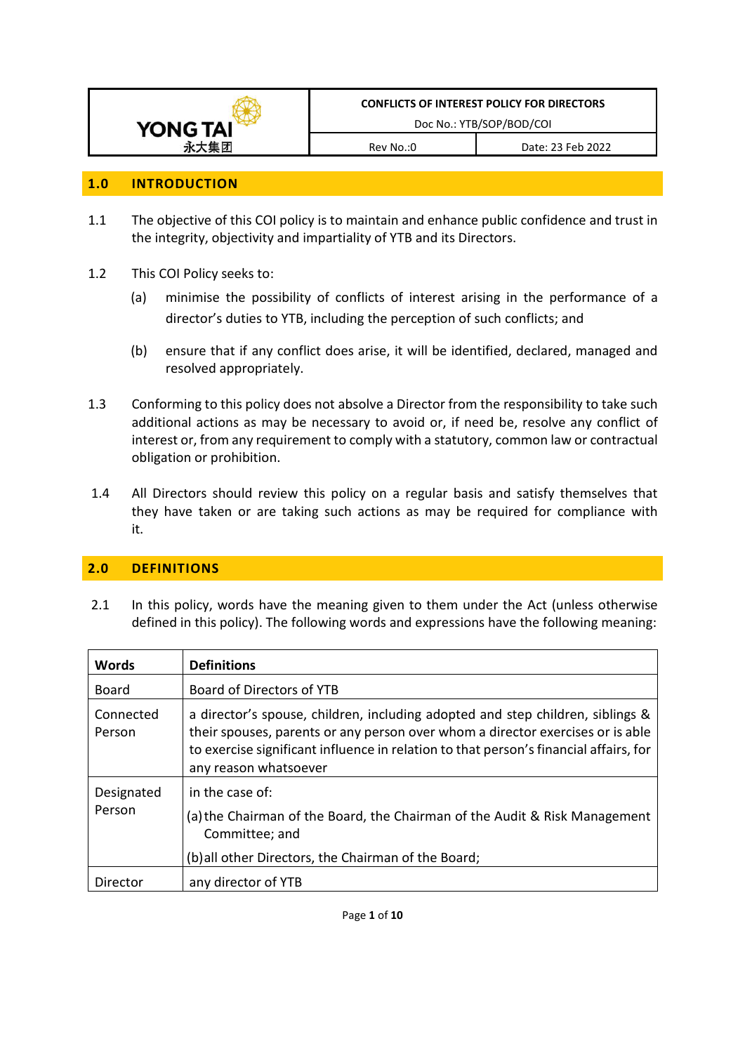| YONG TAI 永大集团 | CONFLICTS OF INTEREST POLICY FOR DIRECTORS<br>Doc No.: YTB/SOP/BOD/COI | |
|---|---|---|
| | Rev No.:0 | Date: 23 Feb 2022 |

## 1.0 INTRODUCTION

1.1 The objective of this COI policy is to maintain and enhance public confidence and trust in the integrity, objectivity and impartiality of YTB and its Directors.

1.2 This COI Policy seeks to:

(a) minimise the possibility of conflicts of interest arising in the performance of a director's duties to YTB, including the perception of such conflicts; and

(b) ensure that if any conflict does arise, it will be identified, declared, managed and resolved appropriately.

1.3 Conforming to this policy does not absolve a Director from the responsibility to take such additional actions as may be necessary to avoid or, if need be, resolve any conflict of interest or, from any requirement to comply with a statutory, common law or contractual obligation or prohibition.

1.4 All Directors should review this policy on a regular basis and satisfy themselves that they have taken or are taking such actions as may be required for compliance with it.

## 2.0 DEFINITIONS

2.1 In this policy, words have the meaning given to them under the Act (unless otherwise defined in this policy). The following words and expressions have the following meaning:

| Words | Definitions |
|---|---|
| Board | Board of Directors of YTB |
| Connected Person | a director's spouse, children, including adopted and step children, siblings & their spouses, parents or any person over whom a director exercises or is able to exercise significant influence in relation to that person's financial affairs, for any reason whatsoever |
| Designated Person | in the case of:<br>(a) the Chairman of the Board, the Chairman of the Audit & Risk Management Committee; and<br>(b) all other Directors, the Chairman of the Board; |
| Director | any director of YTB |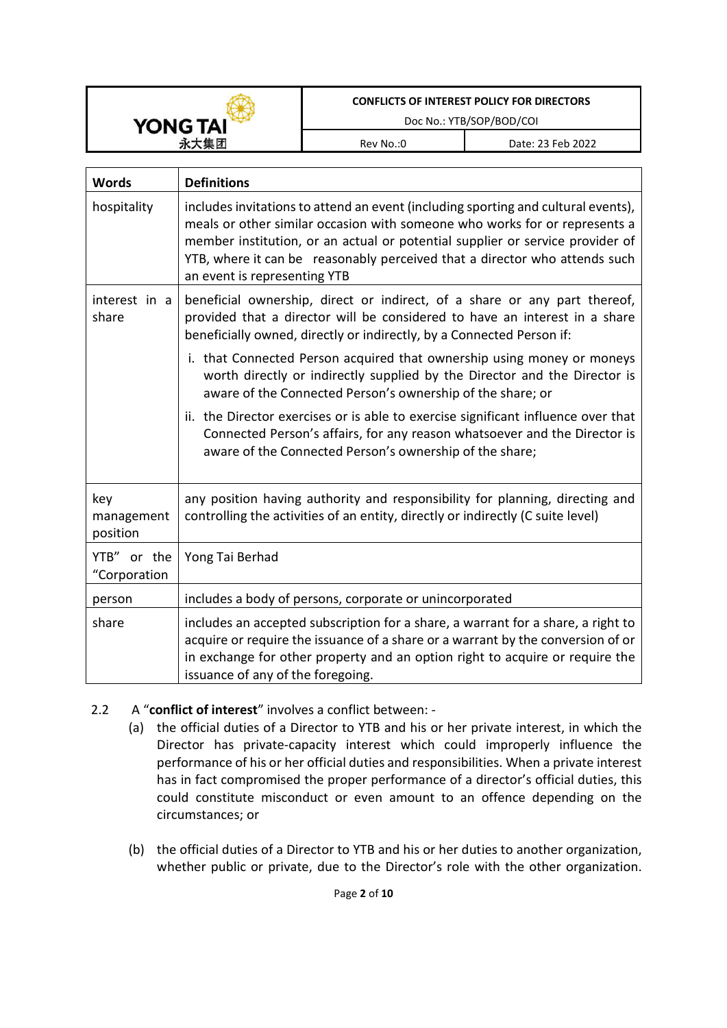| Words | Definitions |
|---|---|
| hospitality | includes invitations to attend an event (including sporting and cultural events), meals or other similar occasion with someone who works for or represents a member institution, or an actual or potential supplier or service provider of YTB, where it can be reasonably perceived that a director who attends such an event is representing YTB |
| interest in a share | beneficial ownership, direct or indirect, of a share or any part thereof, provided that a director will be considered to have an interest in a share beneficially owned, directly or indirectly, by a Connected Person if:<br>i. that Connected Person acquired that ownership using money or moneys worth directly or indirectly supplied by the Director and the Director is aware of the Connected Person's ownership of the share; or<br>ii. the Director exercises or is able to exercise significant influence over that Connected Person's affairs, for any reason whatsoever and the Director is aware of the Connected Person's ownership of the share; |
| key management position | any position having authority and responsibility for planning, directing and controlling the activities of an entity, directly or indirectly (C suite level) |
| YTB" or the "Corporation | Yong Tai Berhad |
| person | includes a body of persons, corporate or unincorporated |
| share | includes an accepted subscription for a share, a warrant for a share, a right to acquire or require the issuance of a share or a warrant by the conversion of or in exchange for other property and an option right to acquire or require the issuance of any of the foregoing. |

2.2 A "**conflict of interest**" involves a conflict between: -

(a) the official duties of a Director to YTB and his or her private interest, in which the Director has private-capacity interest which could improperly influence the performance of his or her official duties and responsibilities. When a private interest has in fact compromised the proper performance of a director's official duties, this could constitute misconduct or even amount to an offence depending on the circumstances; or

(b) the official duties of a Director to YTB and his or her duties to another organization, whether public or private, due to the Director's role with the other organization.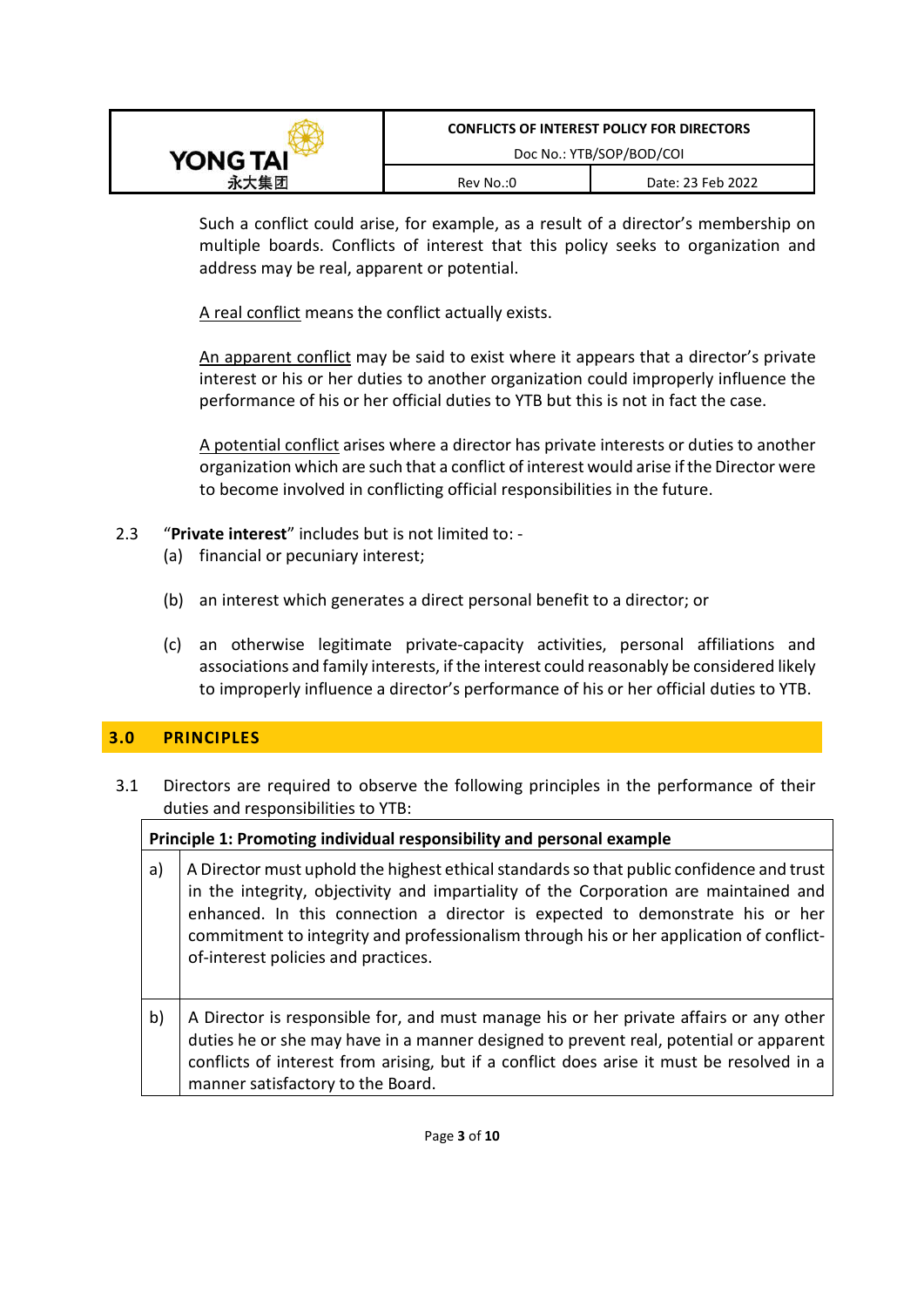Such a conflict could arise, for example, as a result of a director's membership on multiple boards. Conflicts of interest that this policy seeks to organization and address may be real, apparent or potential.

A real conflict means the conflict actually exists.

An apparent conflict may be said to exist where it appears that a director's private interest or his or her duties to another organization could improperly influence the performance of his or her official duties to YTB but this is not in fact the case.

A potential conflict arises where a director has private interests or duties to another organization which are such that a conflict of interest would arise if the Director were to become involved in conflicting official responsibilities in the future.

2.3 "**Private interest**" includes but is not limited to: -

(a) financial or pecuniary interest;

(b) an interest which generates a direct personal benefit to a director; or

(c) an otherwise legitimate private-capacity activities, personal affiliations and associations and family interests, if the interest could reasonably be considered likely to improperly influence a director's performance of his or her official duties to YTB.

## 3.0 PRINCIPLES

3.1 Directors are required to observe the following principles in the performance of their duties and responsibilities to YTB:

| **Principle 1: Promoting individual responsibility and personal example** | |
|---|---|
| a) | A Director must uphold the highest ethical standards so that public confidence and trust in the integrity, objectivity and impartiality of the Corporation are maintained and enhanced. In this connection a director is expected to demonstrate his or her commitment to integrity and professionalism through his or her application of conflict-of-interest policies and practices. |
| b) | A Director is responsible for, and must manage his or her private affairs or any other duties he or she may have in a manner designed to prevent real, potential or apparent conflicts of interest from arising, but if a conflict does arise it must be resolved in a manner satisfactory to the Board. |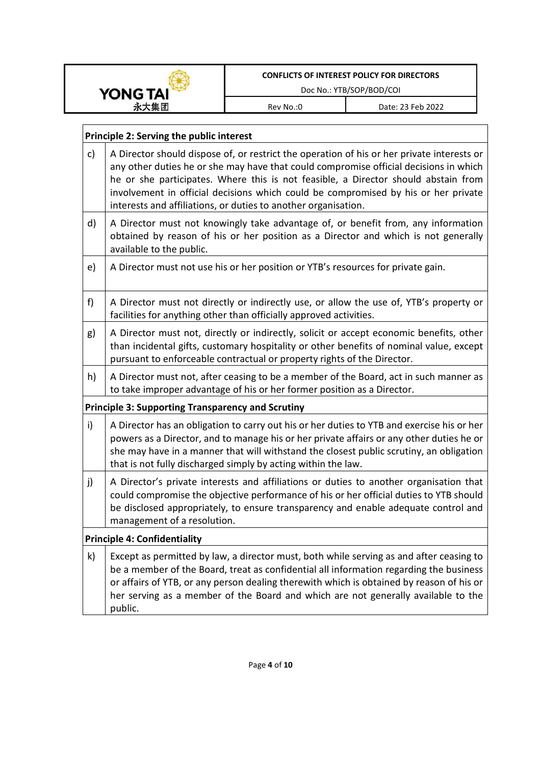| Principle 2: Serving the public interest | |
|---|---|
| c) | A Director should dispose of, or restrict the operation of his or her private interests or any other duties he or she may have that could compromise official decisions in which he or she participates. Where this is not feasible, a Director should abstain from involvement in official decisions which could be compromised by his or her private interests and affiliations, or duties to another organisation. |
| d) | A Director must not knowingly take advantage of, or benefit from, any information obtained by reason of his or her position as a Director and which is not generally available to the public. |
| e) | A Director must not use his or her position or YTB's resources for private gain. |
| f) | A Director must not directly or indirectly use, or allow the use of, YTB's property or facilities for anything other than officially approved activities. |
| g) | A Director must not, directly or indirectly, solicit or accept economic benefits, other than incidental gifts, customary hospitality or other benefits of nominal value, except pursuant to enforceable contractual or property rights of the Director. |
| h) | A Director must not, after ceasing to be a member of the Board, act in such manner as to take improper advantage of his or her former position as a Director. |
| **Principle 3: Supporting Transparency and Scrutiny** | |
| i) | A Director has an obligation to carry out his or her duties to YTB and exercise his or her powers as a Director, and to manage his or her private affairs or any other duties he or she may have in a manner that will withstand the closest public scrutiny, an obligation that is not fully discharged simply by acting within the law. |
| j) | A Director's private interests and affiliations or duties to another organisation that could compromise the objective performance of his or her official duties to YTB should be disclosed appropriately, to ensure transparency and enable adequate control and management of a resolution. |
| **Principle 4: Confidentiality** | |
| k) | Except as permitted by law, a director must, both while serving as and after ceasing to be a member of the Board, treat as confidential all information regarding the business or affairs of YTB, or any person dealing therewith which is obtained by reason of his or her serving as a member of the Board and which are not generally available to the public. |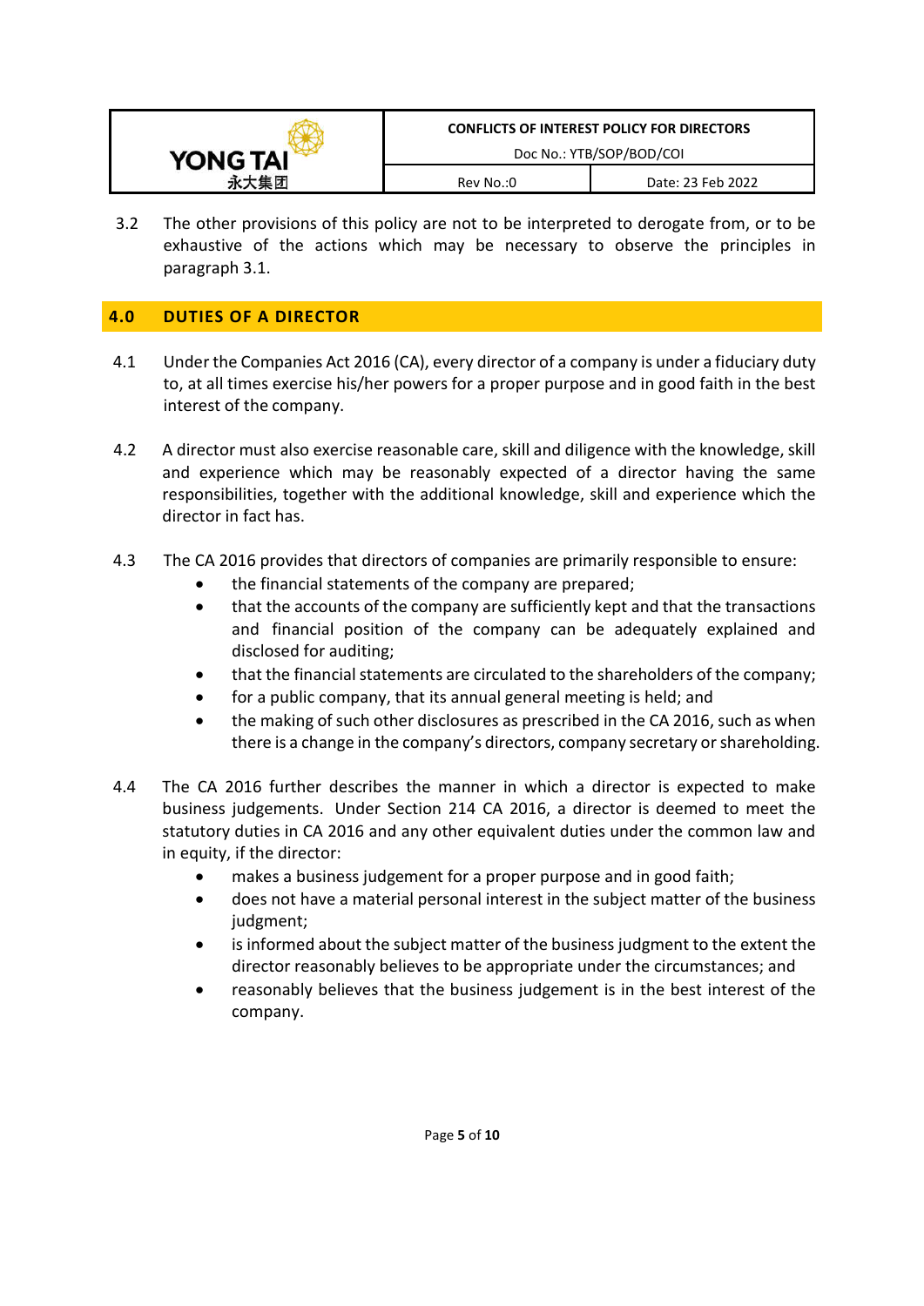3.2 The other provisions of this policy are not to be interpreted to derogate from, or to be exhaustive of the actions which may be necessary to observe the principles in paragraph 3.1.

## 4.0 DUTIES OF A DIRECTOR

4.1 Under the Companies Act 2016 (CA), every director of a company is under a fiduciary duty to, at all times exercise his/her powers for a proper purpose and in good faith in the best interest of the company.

4.2 A director must also exercise reasonable care, skill and diligence with the knowledge, skill and experience which may be reasonably expected of a director having the same responsibilities, together with the additional knowledge, skill and experience which the director in fact has.

4.3 The CA 2016 provides that directors of companies are primarily responsible to ensure:

- the financial statements of the company are prepared;
- that the accounts of the company are sufficiently kept and that the transactions and financial position of the company can be adequately explained and disclosed for auditing;
- that the financial statements are circulated to the shareholders of the company;
- for a public company, that its annual general meeting is held; and
- the making of such other disclosures as prescribed in the CA 2016, such as when there is a change in the company's directors, company secretary or shareholding.

4.4 The CA 2016 further describes the manner in which a director is expected to make business judgements. Under Section 214 CA 2016, a director is deemed to meet the statutory duties in CA 2016 and any other equivalent duties under the common law and in equity, if the director:

- makes a business judgement for a proper purpose and in good faith;
- does not have a material personal interest in the subject matter of the business judgment;
- is informed about the subject matter of the business judgment to the extent the director reasonably believes to be appropriate under the circumstances; and
- reasonably believes that the business judgement is in the best interest of the company.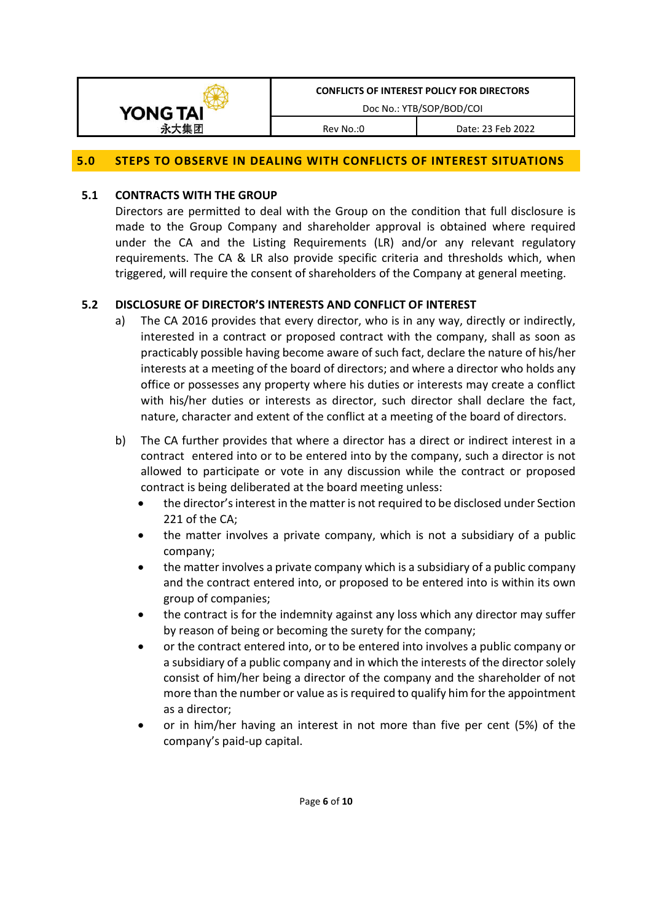## 5.0 STEPS TO OBSERVE IN DEALING WITH CONFLICTS OF INTEREST SITUATIONS

### 5.1 CONTRACTS WITH THE GROUP

Directors are permitted to deal with the Group on the condition that full disclosure is made to the Group Company and shareholder approval is obtained where required under the CA and the Listing Requirements (LR) and/or any relevant regulatory requirements. The CA & LR also provide specific criteria and thresholds which, when triggered, will require the consent of shareholders of the Company at general meeting.

### 5.2 DISCLOSURE OF DIRECTOR'S INTERESTS AND CONFLICT OF INTEREST

a) The CA 2016 provides that every director, who is in any way, directly or indirectly, interested in a contract or proposed contract with the company, shall as soon as practicably possible having become aware of such fact, declare the nature of his/her interests at a meeting of the board of directors; and where a director who holds any office or possesses any property where his duties or interests may create a conflict with his/her duties or interests as director, such director shall declare the fact, nature, character and extent of the conflict at a meeting of the board of directors.

b) The CA further provides that where a director has a direct or indirect interest in a contract entered into or to be entered into by the company, such a director is not allowed to participate or vote in any discussion while the contract or proposed contract is being deliberated at the board meeting unless:
   - the director's interest in the matter is not required to be disclosed under Section 221 of the CA;
   - the matter involves a private company, which is not a subsidiary of a public company;
   - the matter involves a private company which is a subsidiary of a public company and the contract entered into, or proposed to be entered into is within its own group of companies;
   - the contract is for the indemnity against any loss which any director may suffer by reason of being or becoming the surety for the company;
   - or the contract entered into, or to be entered into involves a public company or a subsidiary of a public company and in which the interests of the director solely consist of him/her being a director of the company and the shareholder of not more than the number or value as is required to qualify him for the appointment as a director;
   - or in him/her having an interest in not more than five per cent (5%) of the company's paid-up capital.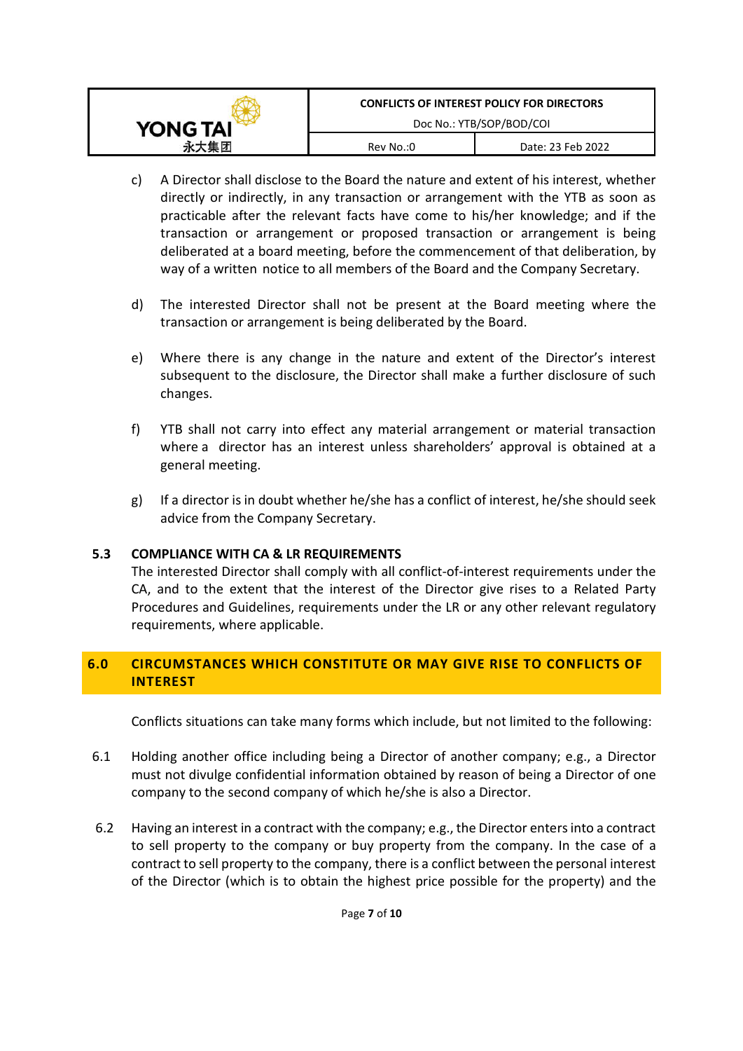c) A Director shall disclose to the Board the nature and extent of his interest, whether directly or indirectly, in any transaction or arrangement with the YTB as soon as practicable after the relevant facts have come to his/her knowledge; and if the transaction or arrangement or proposed transaction or arrangement is being deliberated at a board meeting, before the commencement of that deliberation, by way of a written notice to all members of the Board and the Company Secretary.

d) The interested Director shall not be present at the Board meeting where the transaction or arrangement is being deliberated by the Board.

e) Where there is any change in the nature and extent of the Director's interest subsequent to the disclosure, the Director shall make a further disclosure of such changes.

f) YTB shall not carry into effect any material arrangement or material transaction where a director has an interest unless shareholders' approval is obtained at a general meeting.

g) If a director is in doubt whether he/she has a conflict of interest, he/she should seek advice from the Company Secretary.

### 5.3 COMPLIANCE WITH CA & LR REQUIREMENTS

The interested Director shall comply with all conflict-of-interest requirements under the CA, and to the extent that the interest of the Director give rises to a Related Party Procedures and Guidelines, requirements under the LR or any other relevant regulatory requirements, where applicable.

## 6.0 CIRCUMSTANCES WHICH CONSTITUTE OR MAY GIVE RISE TO CONFLICTS OF INTEREST

Conflicts situations can take many forms which include, but not limited to the following:

6.1 Holding another office including being a Director of another company; e.g., a Director must not divulge confidential information obtained by reason of being a Director of one company to the second company of which he/she is also a Director.

6.2 Having an interest in a contract with the company; e.g., the Director enters into a contract to sell property to the company or buy property from the company. In the case of a contract to sell property to the company, there is a conflict between the personal interest of the Director (which is to obtain the highest price possible for the property) and the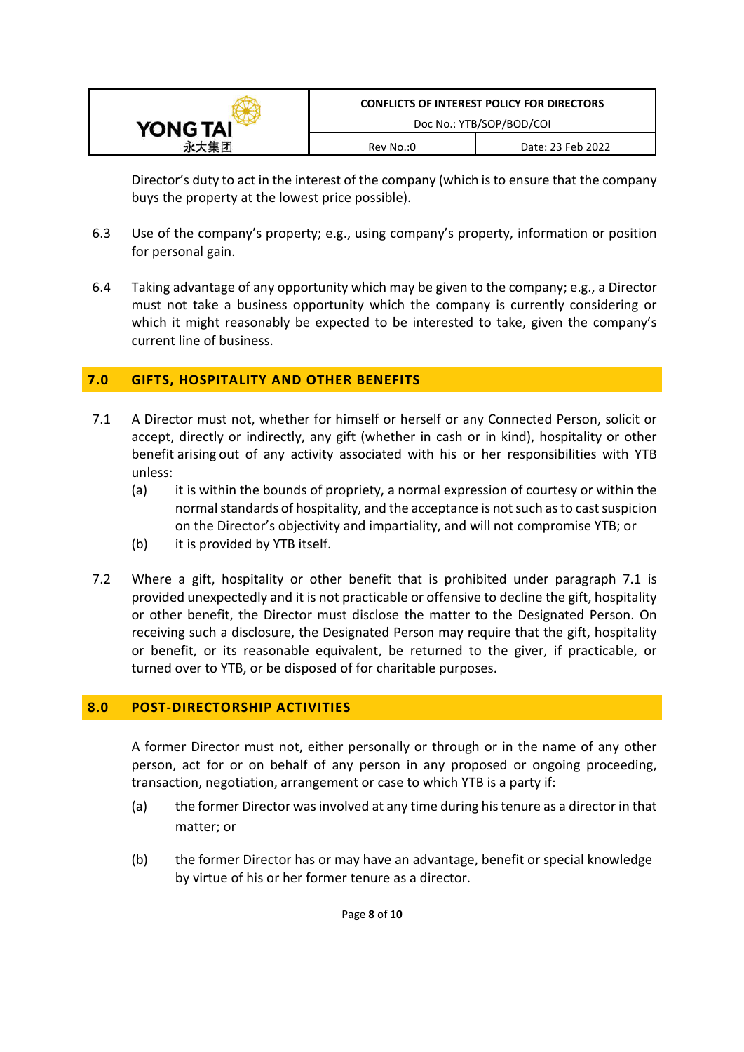Director's duty to act in the interest of the company (which is to ensure that the company buys the property at the lowest price possible).

6.3 Use of the company's property; e.g., using company's property, information or position for personal gain.

6.4 Taking advantage of any opportunity which may be given to the company; e.g., a Director must not take a business opportunity which the company is currently considering or which it might reasonably be expected to be interested to take, given the company's current line of business.

## 7.0 GIFTS, HOSPITALITY AND OTHER BENEFITS

7.1 A Director must not, whether for himself or herself or any Connected Person, solicit or accept, directly or indirectly, any gift (whether in cash or in kind), hospitality or other benefit arising out of any activity associated with his or her responsibilities with YTB unless:

(a) it is within the bounds of propriety, a normal expression of courtesy or within the normal standards of hospitality, and the acceptance is not such as to cast suspicion on the Director's objectivity and impartiality, and will not compromise YTB; or

(b) it is provided by YTB itself.

7.2 Where a gift, hospitality or other benefit that is prohibited under paragraph 7.1 is provided unexpectedly and it is not practicable or offensive to decline the gift, hospitality or other benefit, the Director must disclose the matter to the Designated Person. On receiving such a disclosure, the Designated Person may require that the gift, hospitality or benefit, or its reasonable equivalent, be returned to the giver, if practicable, or turned over to YTB, or be disposed of for charitable purposes.

## 8.0 POST-DIRECTORSHIP ACTIVITIES

A former Director must not, either personally or through or in the name of any other person, act for or on behalf of any person in any proposed or ongoing proceeding, transaction, negotiation, arrangement or case to which YTB is a party if:

(a) the former Director was involved at any time during his tenure as a director in that matter; or

(b) the former Director has or may have an advantage, benefit or special knowledge by virtue of his or her former tenure as a director.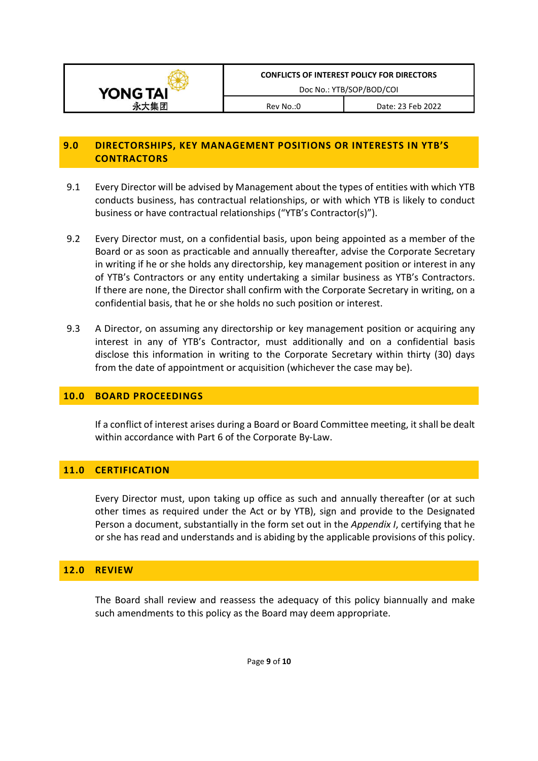## 9.0 DIRECTORSHIPS, KEY MANAGEMENT POSITIONS OR INTERESTS IN YTB'S CONTRACTORS

9.1 Every Director will be advised by Management about the types of entities with which YTB conducts business, has contractual relationships, or with which YTB is likely to conduct business or have contractual relationships ("YTB's Contractor(s)").

9.2 Every Director must, on a confidential basis, upon being appointed as a member of the Board or as soon as practicable and annually thereafter, advise the Corporate Secretary in writing if he or she holds any directorship, key management position or interest in any of YTB's Contractors or any entity undertaking a similar business as YTB's Contractors. If there are none, the Director shall confirm with the Corporate Secretary in writing, on a confidential basis, that he or she holds no such position or interest.

9.3 A Director, on assuming any directorship or key management position or acquiring any interest in any of YTB's Contractor, must additionally and on a confidential basis disclose this information in writing to the Corporate Secretary within thirty (30) days from the date of appointment or acquisition (whichever the case may be).

## 10.0 BOARD PROCEEDINGS

If a conflict of interest arises during a Board or Board Committee meeting, it shall be dealt within accordance with Part 6 of the Corporate By-Law.

## 11.0 CERTIFICATION

Every Director must, upon taking up office as such and annually thereafter (or at such other times as required under the Act or by YTB), sign and provide to the Designated Person a document, substantially in the form set out in the *Appendix I*, certifying that he or she has read and understands and is abiding by the applicable provisions of this policy.

## 12.0 REVIEW

The Board shall review and reassess the adequacy of this policy biannually and make such amendments to this policy as the Board may deem appropriate.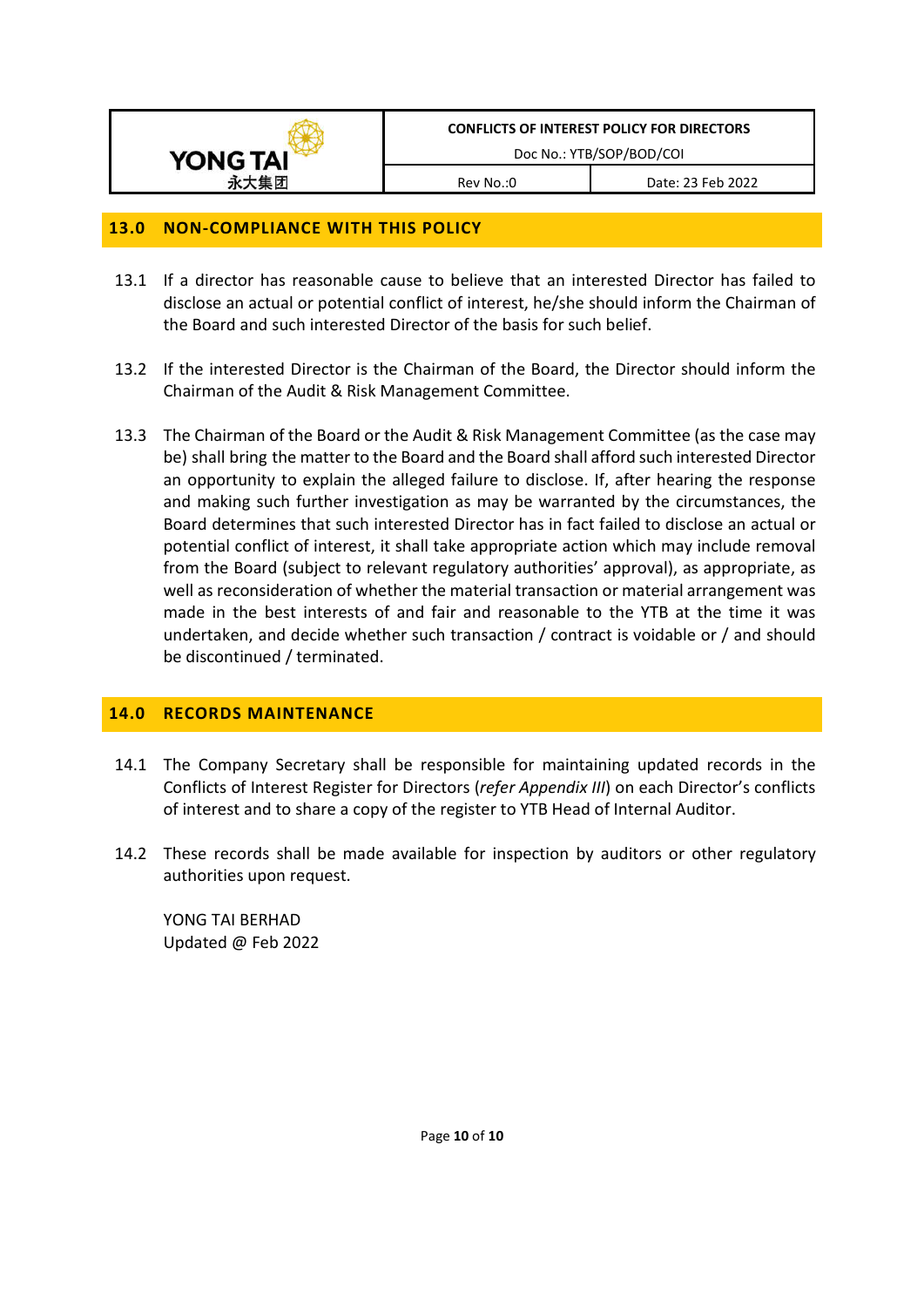## 13.0 NON-COMPLIANCE WITH THIS POLICY

13.1 If a director has reasonable cause to believe that an interested Director has failed to disclose an actual or potential conflict of interest, he/she should inform the Chairman of the Board and such interested Director of the basis for such belief.

13.2 If the interested Director is the Chairman of the Board, the Director should inform the Chairman of the Audit & Risk Management Committee.

13.3 The Chairman of the Board or the Audit & Risk Management Committee (as the case may be) shall bring the matter to the Board and the Board shall afford such interested Director an opportunity to explain the alleged failure to disclose. If, after hearing the response and making such further investigation as may be warranted by the circumstances, the Board determines that such interested Director has in fact failed to disclose an actual or potential conflict of interest, it shall take appropriate action which may include removal from the Board (subject to relevant regulatory authorities' approval), as appropriate, as well as reconsideration of whether the material transaction or material arrangement was made in the best interests of and fair and reasonable to the YTB at the time it was undertaken, and decide whether such transaction / contract is voidable or / and should be discontinued / terminated.

## 14.0 RECORDS MAINTENANCE

14.1 The Company Secretary shall be responsible for maintaining updated records in the Conflicts of Interest Register for Directors (*refer Appendix III*) on each Director's conflicts of interest and to share a copy of the register to YTB Head of Internal Auditor.

14.2 These records shall be made available for inspection by auditors or other regulatory authorities upon request.

YONG TAI BERHAD
Updated @ Feb 2022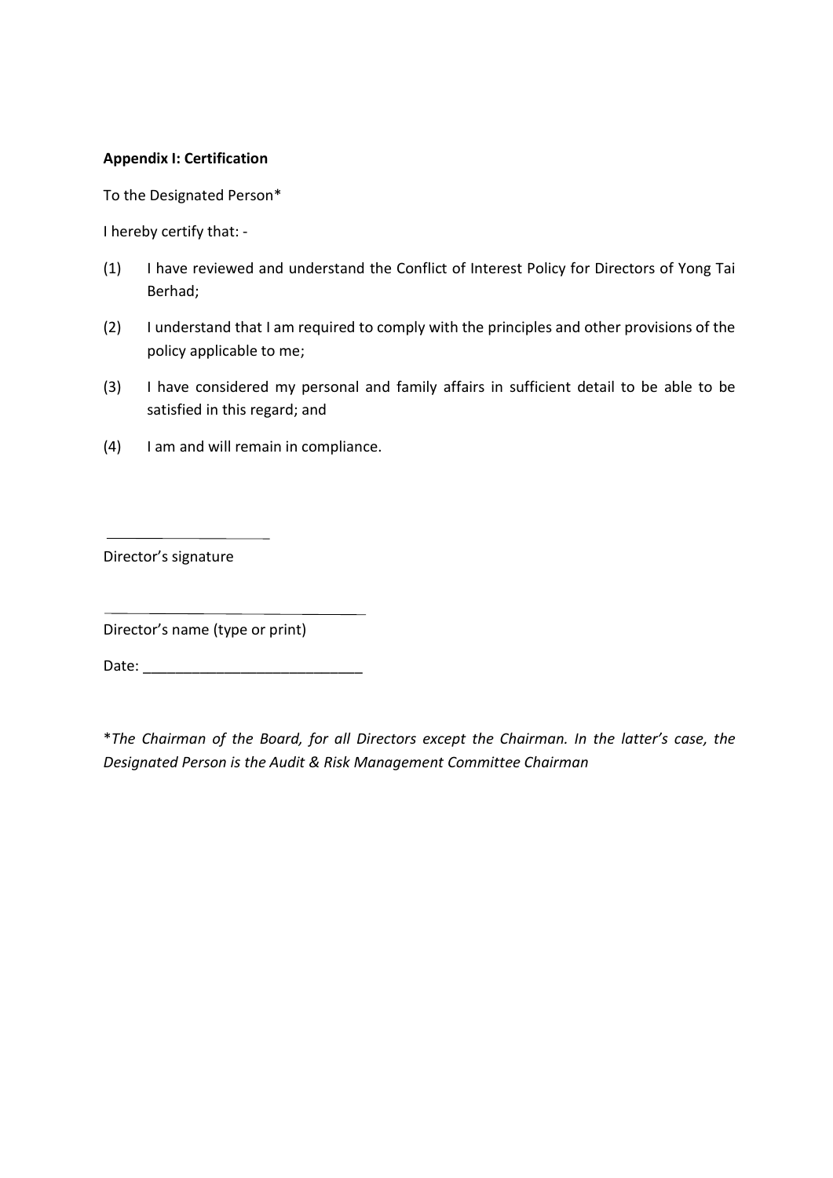**Appendix I: Certification**

To the Designated Person*

I hereby certify that: -

(1) I have reviewed and understand the Conflict of Interest Policy for Directors of Yong Tai Berhad;

(2) I understand that I am required to comply with the principles and other provisions of the policy applicable to me;

(3) I have considered my personal and family affairs in sufficient detail to be able to be satisfied in this regard; and

(4) I am and will remain in compliance.

______________________

Director's signature

______________________________

Director's name (type or print)

Date: ___________________________

**The Chairman of the Board, for all Directors except the Chairman. In the latter's case, the Designated Person is the Audit & Risk Management Committee Chairman*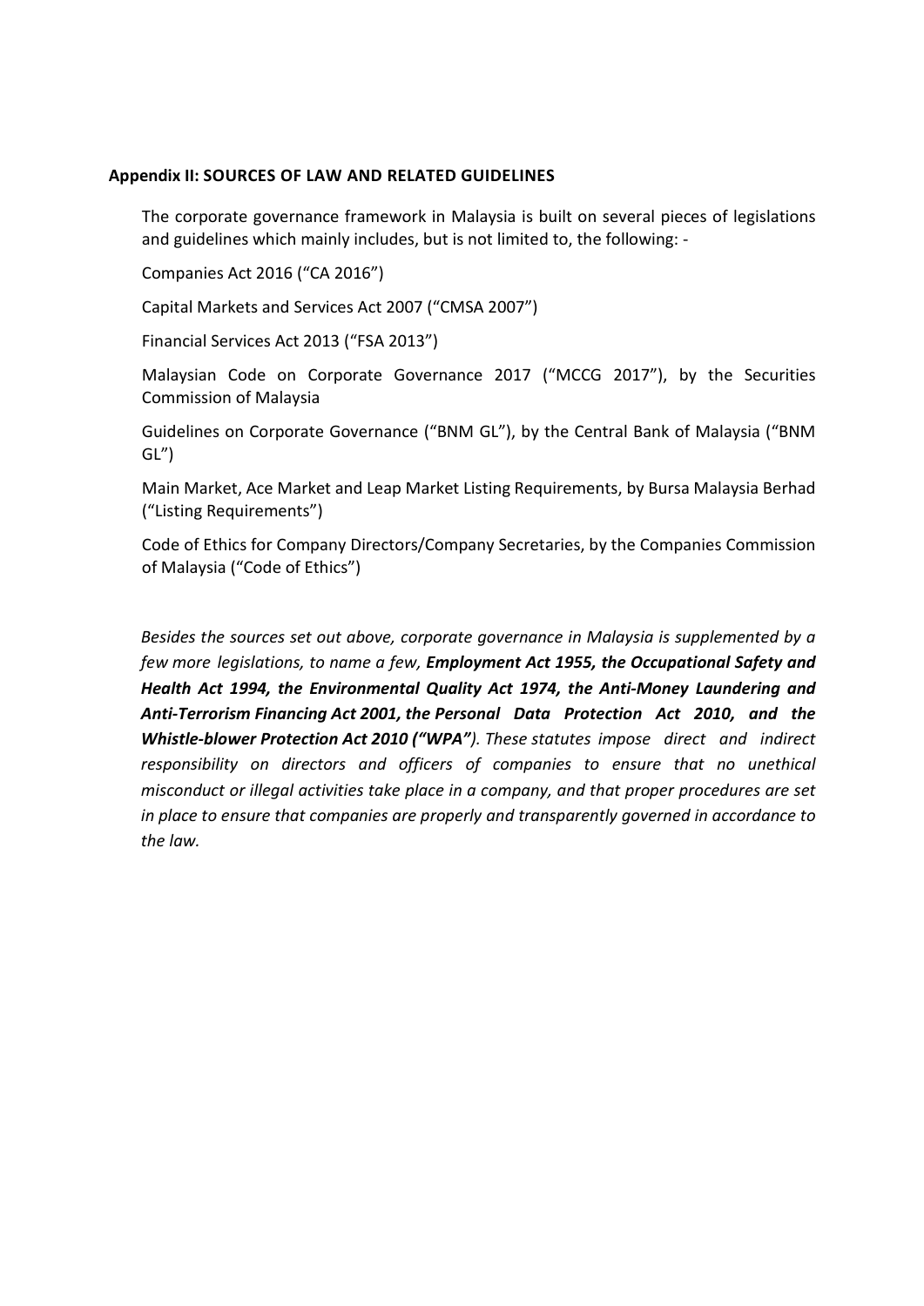**Appendix II: SOURCES OF LAW AND RELATED GUIDELINES**

The corporate governance framework in Malaysia is built on several pieces of legislations and guidelines which mainly includes, but is not limited to, the following: -

Companies Act 2016 ("CA 2016")

Capital Markets and Services Act 2007 ("CMSA 2007")

Financial Services Act 2013 ("FSA 2013")

Malaysian Code on Corporate Governance 2017 ("MCCG 2017"), by the Securities Commission of Malaysia

Guidelines on Corporate Governance ("BNM GL"), by the Central Bank of Malaysia ("BNM GL")

Main Market, Ace Market and Leap Market Listing Requirements, by Bursa Malaysia Berhad ("Listing Requirements")

Code of Ethics for Company Directors/Company Secretaries, by the Companies Commission of Malaysia ("Code of Ethics")

*Besides the sources set out above, corporate governance in Malaysia is supplemented by a few more legislations, to name a few,* ***Employment Act 1955, the Occupational Safety and Health Act 1994, the Environmental Quality Act 1974, the Anti-Money Laundering and Anti-Terrorism Financing Act 2001, the Personal Data Protection Act 2010, and the Whistle-blower Protection Act 2010 ("WPA")****. These statutes impose direct and indirect responsibility on directors and officers of companies to ensure that no unethical misconduct or illegal activities take place in a company, and that proper procedures are set in place to ensure that companies are properly and transparently governed in accordance to the law.*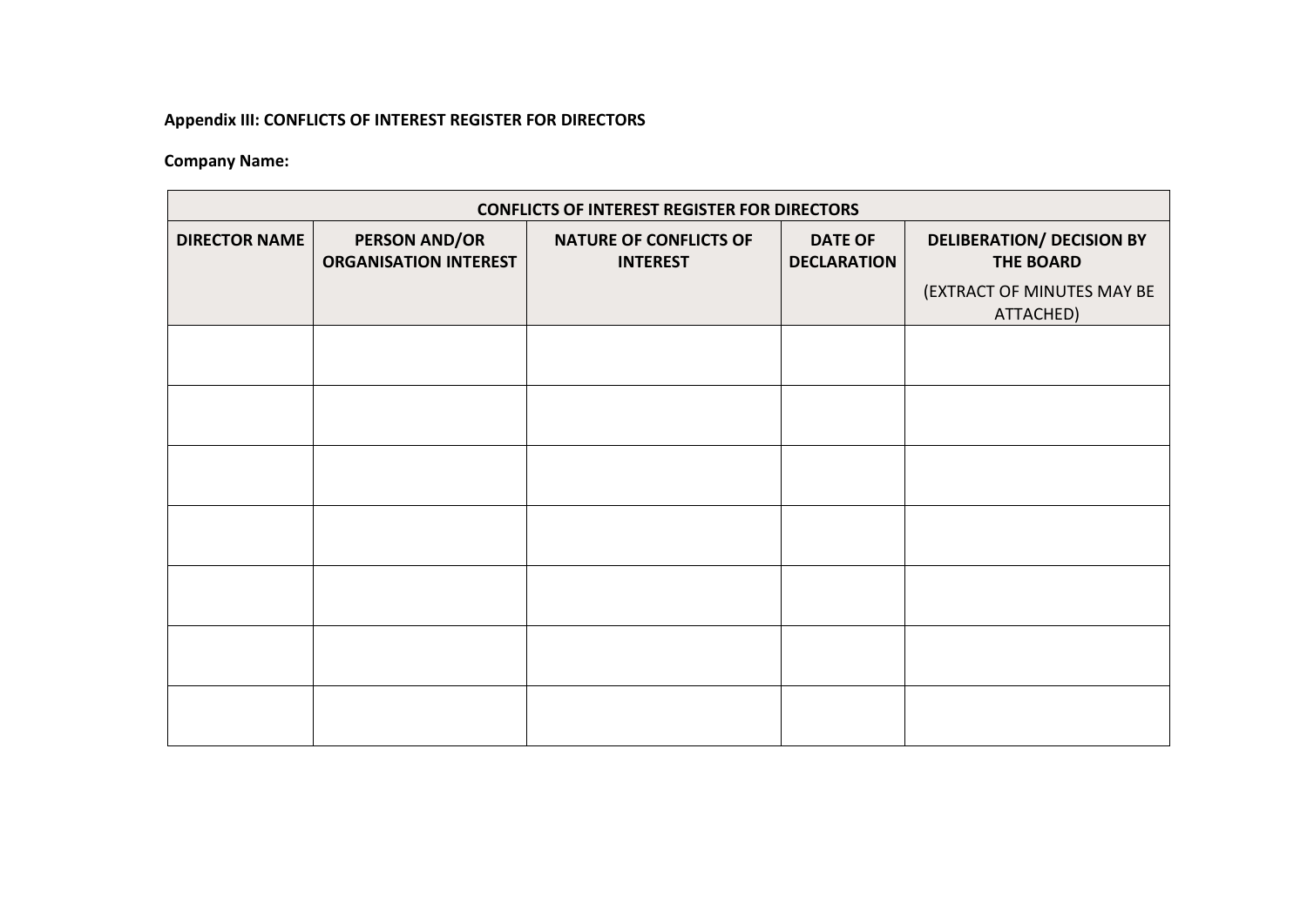**Appendix III: CONFLICTS OF INTEREST REGISTER FOR DIRECTORS**

**Company Name:**

| CONFLICTS OF INTEREST REGISTER FOR DIRECTORS | | | | |
|---|---|---|---|---|
| **DIRECTOR NAME** | **PERSON AND/OR ORGANISATION INTEREST** | **NATURE OF CONFLICTS OF INTEREST** | **DATE OF DECLARATION** | **DELIBERATION/ DECISION BY THE BOARD** (EXTRACT OF MINUTES MAY BE ATTACHED) |
| | | | | |
| | | | | |
| | | | | |
| | | | | |
| | | | | |
| | | | | |
| | | | | |